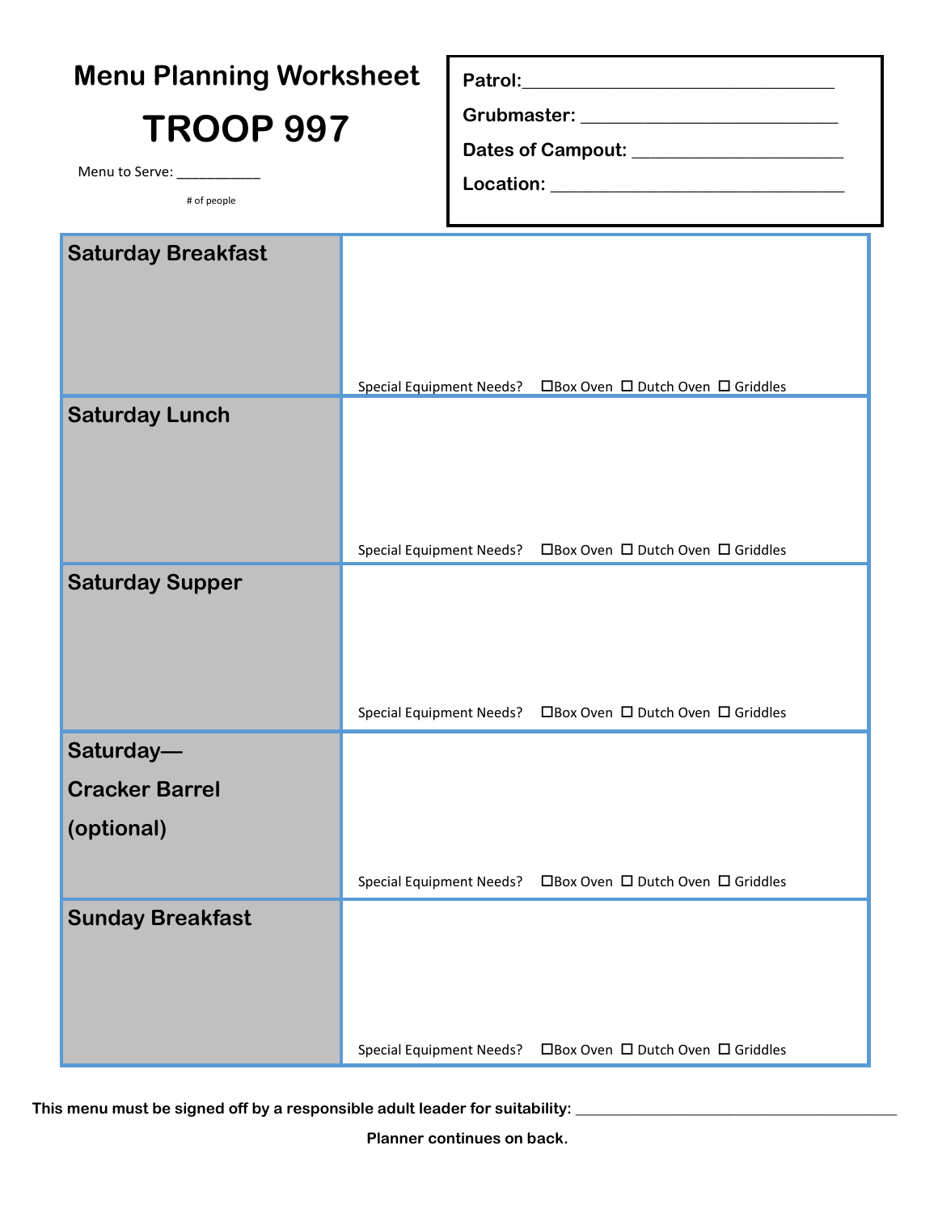# Menu Planning Worksheet

# TROOP 997

Menu to Serve: ___________
# of people

**Patrol:** ________________________________

**Grubmaster:** ____________________________

**Dates of Campout:** ______________________

**Location:** _______________________________

| | |
|---|---|
| **Saturday Breakfast** | Special Equipment Needs? ☐Box Oven ☐ Dutch Oven ☐ Griddles |
| **Saturday Lunch** | Special Equipment Needs? ☐Box Oven ☐ Dutch Oven ☐ Griddles |
| **Saturday Supper** | Special Equipment Needs? ☐Box Oven ☐ Dutch Oven ☐ Griddles |
| **Saturday— Cracker Barrel (optional)** | Special Equipment Needs? ☐Box Oven ☐ Dutch Oven ☐ Griddles |
| **Sunday Breakfast** | Special Equipment Needs? ☐Box Oven ☐ Dutch Oven ☐ Griddles |

**This menu must be signed off by a responsible adult leader for suitability:** ________________________________________

**Planner continues on back.**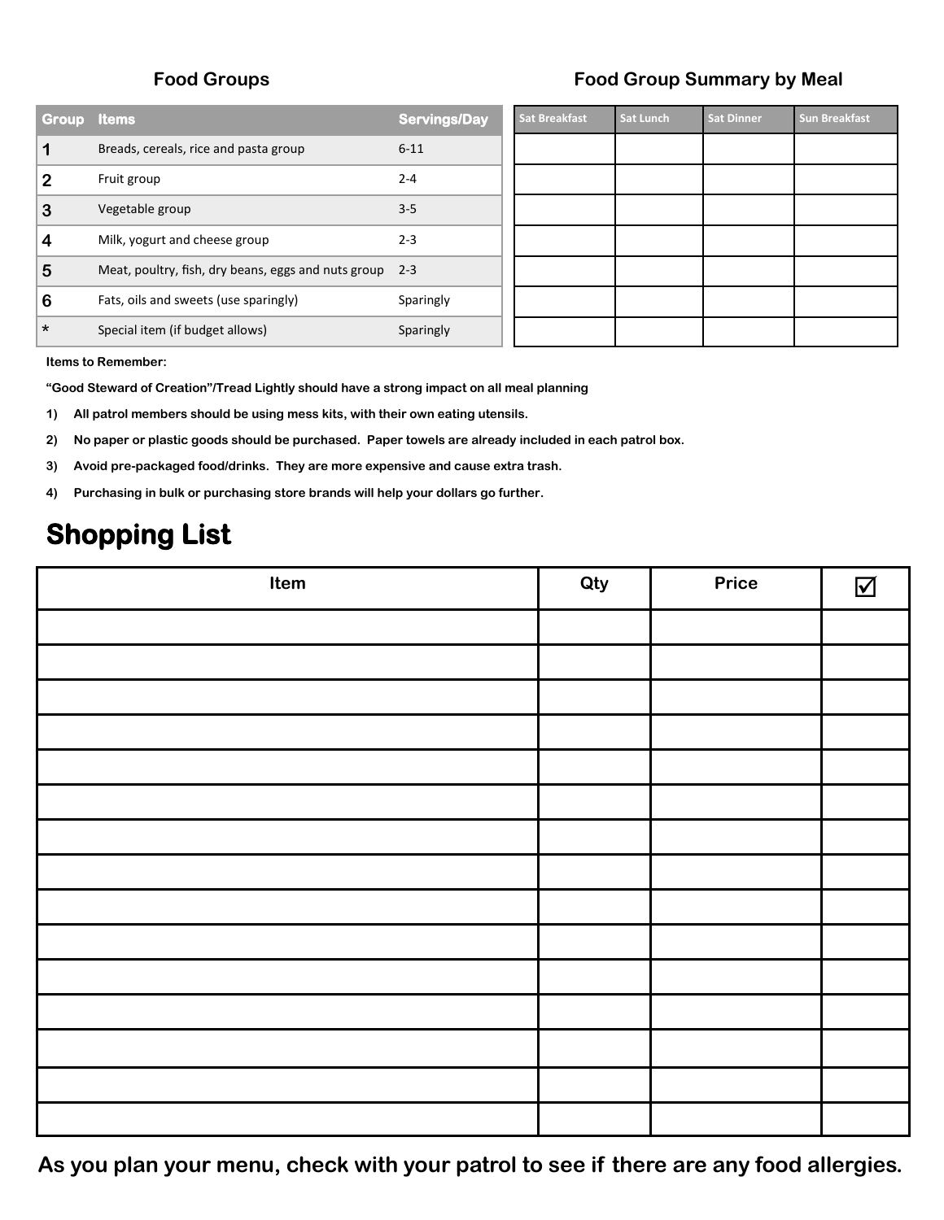## Food Groups

| Group | Items | Servings/Day |
|---|---|---|
| 1 | Breads, cereals, rice and pasta group | 6-11 |
| 2 | Fruit group | 2-4 |
| 3 | Vegetable group | 3-5 |
| 4 | Milk, yogurt and cheese group | 2-3 |
| 5 | Meat, poultry, fish, dry beans, eggs and nuts group | 2-3 |
| 6 | Fats, oils and sweets (use sparingly) | Sparingly |
| * | Special item (if budget allows) | Sparingly |

## Food Group Summary by Meal

| Sat Breakfast | Sat Lunch | Sat Dinner | Sun Breakfast |
|---|---|---|---|
| | | | |
| | | | |
| | | | |
| | | | |
| | | | |
| | | | |
| | | | |

**Items to Remember:**

**"Good Steward of Creation"/Tread Lightly should have a strong impact on all meal planning**

1) **All patrol members should be using mess kits, with their own eating utensils.**
2) **No paper or plastic goods should be purchased. Paper towels are already included in each patrol box.**
3) **Avoid pre-packaged food/drinks. They are more expensive and cause extra trash.**
4) **Purchasing in bulk or purchasing store brands will help your dollars go further.**

# Shopping List

| Item | Qty | Price | ☑ |
|---|---|---|---|
| | | | |
| | | | |
| | | | |
| | | | |
| | | | |
| | | | |
| | | | |
| | | | |
| | | | |
| | | | |
| | | | |
| | | | |
| | | | |
| | | | |
| | | | |

**As you plan your menu, check with your patrol to see if there are any food allergies.**